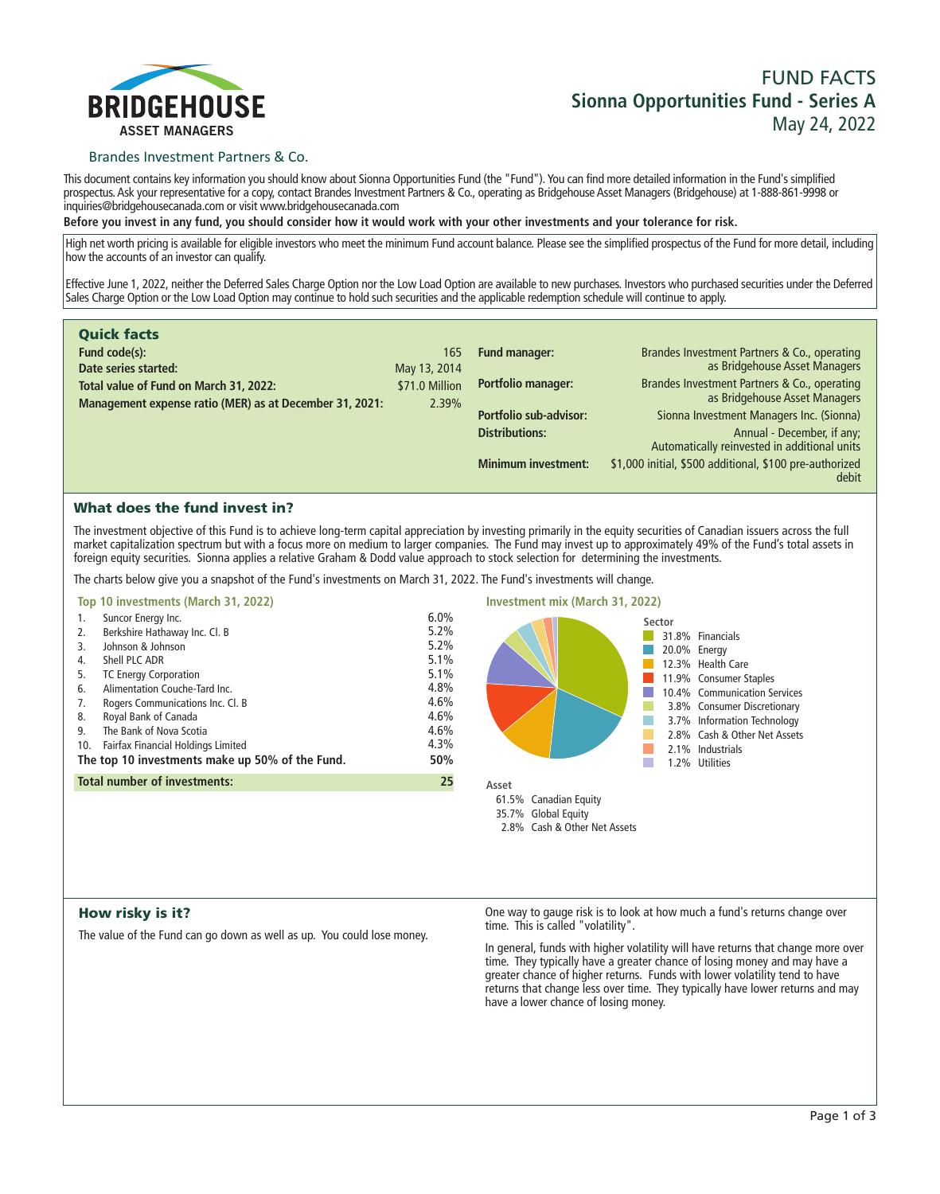# FUND FACTS

## Sionna Opportunities Fund - Series A

May 24, 2022

BRIDGEHOUSE ASSET MANAGERS

Brandes Investment Partners & Co.

This document contains key information you should know about Sionna Opportunities Fund (the "Fund"). You can find more detailed information in the Fund's simplified prospectus. Ask your representative for a copy, contact Brandes Investment Partners & Co., operating as Bridgehouse Asset Managers (Bridgehouse) at 1-888-861-9998 or inquiries@bridgehousecanada.com or visit www.bridgehousecanada.com

**Before you invest in any fund, you should consider how it would work with your other investments and your tolerance for risk.**

High net worth pricing is available for eligible investors who meet the minimum Fund account balance. Please see the simplified prospectus of the Fund for more detail, including how the accounts of an investor can qualify.

Effective June 1, 2022, neither the Deferred Sales Charge Option nor the Low Load Option are available to new purchases. Investors who purchased securities under the Deferred Sales Charge Option or the Low Load Option may continue to hold such securities and the applicable redemption schedule will continue to apply.

## Quick facts

| | |
|---|---|
| **Fund code(s):** | 165 |
| **Date series started:** | May 13, 2014 |
| **Total value of Fund on March 31, 2022:** | $71.0 Million |
| **Management expense ratio (MER) as at December 31, 2021:** | 2.39% |
| **Fund manager:** | Brandes Investment Partners & Co., operating as Bridgehouse Asset Managers |
| **Portfolio manager:** | Brandes Investment Partners & Co., operating as Bridgehouse Asset Managers |
| **Portfolio sub-advisor:** | Sionna Investment Managers Inc. (Sionna) |
| **Distributions:** | Annual - December, if any; Automatically reinvested in additional units |
| **Minimum investment:** | $1,000 initial, $500 additional, $100 pre-authorized debit |

## What does the fund invest in?

The investment objective of this Fund is to achieve long-term capital appreciation by investing primarily in the equity securities of Canadian issuers across the full market capitalization spectrum but with a focus more on medium to larger companies. The Fund may invest up to approximately 49% of the Fund's total assets in foreign equity securities. Sionna applies a relative Graham & Dodd value approach to stock selection for determining the investments.

The charts below give you a snapshot of the Fund's investments on March 31, 2022. The Fund's investments will change.

### Top 10 investments (March 31, 2022)

| | | |
|---|---|---|
| 1. | Suncor Energy Inc. | 6.0% |
| 2. | Berkshire Hathaway Inc. Cl. B | 5.2% |
| 3. | Johnson & Johnson | 5.2% |
| 4. | Shell PLC ADR | 5.1% |
| 5. | TC Energy Corporation | 5.1% |
| 6. | Alimentation Couche-Tard Inc. | 4.8% |
| 7. | Rogers Communications Inc. Cl. B | 4.6% |
| 8. | Royal Bank of Canada | 4.6% |
| 9. | The Bank of Nova Scotia | 4.6% |
| 10. | Fairfax Financial Holdings Limited | 4.3% |
| | **The top 10 investments make up 50% of the Fund.** | **50%** |
| | **Total number of investments:** | **25** |

### Investment mix (March 31, 2022)

**Sector**

- 31.8% Financials
- 20.0% Energy
- 12.3% Health Care
- 11.9% Consumer Staples
- 10.4% Communication Services
- 3.8% Consumer Discretionary
- 3.7% Information Technology
- 2.8% Cash & Other Net Assets
- 2.1% Industrials
- 1.2% Utilities

**Asset**

- 61.5% Canadian Equity
- 35.7% Global Equity
- 2.8% Cash & Other Net Assets

## How risky is it?

The value of the Fund can go down as well as up. You could lose money.

One way to gauge risk is to look at how much a fund's returns change over time. This is called "volatility".

In general, funds with higher volatility will have returns that change more over time. They typically have a greater chance of losing money and may have a greater chance of higher returns. Funds with lower volatility tend to have returns that change less over time. They typically have lower returns and may have a lower chance of losing money.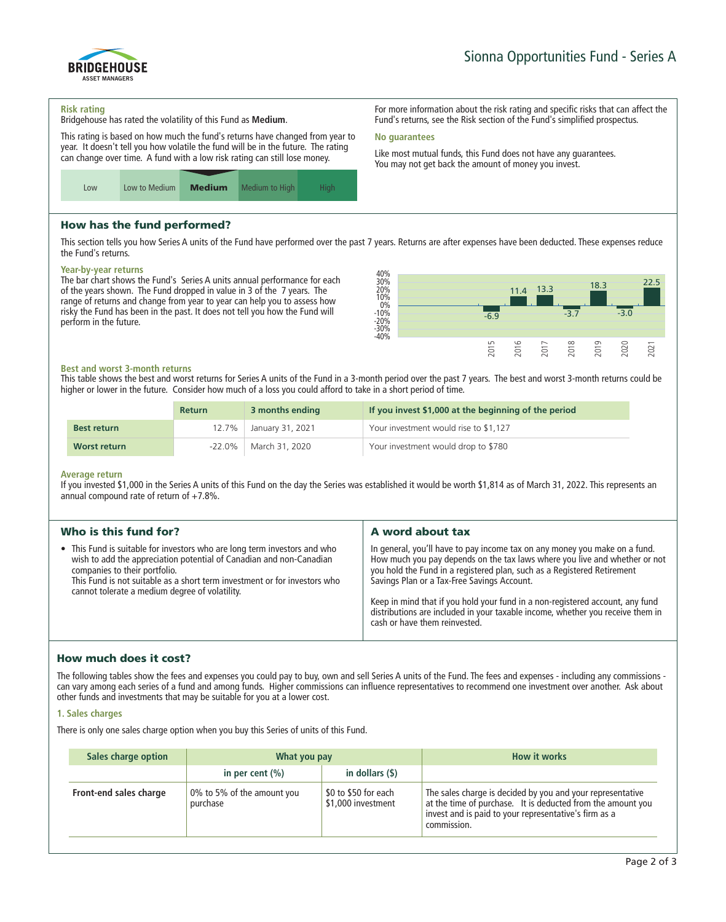Sionna Opportunities Fund - Series A

**Risk rating**

Bridgehouse has rated the volatility of this Fund as **Medium**.

This rating is based on how much the fund's returns have changed from year to year. It doesn't tell you how volatile the fund will be in the future. The rating can change over time. A fund with a low risk rating can still lose money.

| Low | Low to Medium | **Medium** | Medium to High | High |
|---|---|---|---|---|

For more information about the risk rating and specific risks that can affect the Fund's returns, see the Risk section of the Fund's simplified prospectus.

**No guarantees**

Like most mutual funds, this Fund does not have any guarantees. You may not get back the amount of money you invest.

## How has the fund performed?

This section tells you how Series A units of the Fund have performed over the past 7 years. Returns are after expenses have been deducted. These expenses reduce the Fund's returns.

**Year-by-year returns**

The bar chart shows the Fund's Series A units annual performance for each of the years shown. The Fund dropped in value in 3 of the 7 years. The range of returns and change from year to year can help you to assess how risky the Fund has been in the past. It does not tell you how the Fund will perform in the future.

| Year | 2015 | 2016 | 2017 | 2018 | 2019 | 2020 | 2021 |
|---|---|---|---|---|---|---|---|
| Return (%) | -6.9 | 11.4 | 13.3 | -3.7 | 18.3 | -3.0 | 22.5 |

**Best and worst 3-month returns**

This table shows the best and worst returns for Series A units of the Fund in a 3-month period over the past 7 years. The best and worst 3-month returns could be higher or lower in the future. Consider how much of a loss you could afford to take in a short period of time.

| | Return | 3 months ending | If you invest $1,000 at the beginning of the period |
|---|---|---|---|
| **Best return** | 12.7% | January 31, 2021 | Your investment would rise to $1,127 |
| **Worst return** | -22.0% | March 31, 2020 | Your investment would drop to $780 |

**Average return**

If you invested $1,000 in the Series A units of this Fund on the day the Series was established it would be worth $1,814 as of March 31, 2022. This represents an annual compound rate of return of +7.8%.

## Who is this fund for?

- This Fund is suitable for investors who are long term investors and who wish to add the appreciation potential of Canadian and non-Canadian companies to their portfolio.
  This Fund is not suitable as a short term investment or for investors who cannot tolerate a medium degree of volatility.

## A word about tax

In general, you'll have to pay income tax on any money you make on a fund. How much you pay depends on the tax laws where you live and whether or not you hold the Fund in a registered plan, such as a Registered Retirement Savings Plan or a Tax-Free Savings Account.

Keep in mind that if you hold your fund in a non-registered account, any fund distributions are included in your taxable income, whether you receive them in cash or have them reinvested.

## How much does it cost?

The following tables show the fees and expenses you could pay to buy, own and sell Series A units of the Fund. The fees and expenses - including any commissions - can vary among each series of a fund and among funds. Higher commissions can influence representatives to recommend one investment over another. Ask about other funds and investments that may be suitable for you at a lower cost.

### 1. Sales charges

There is only one sales charge option when you buy this Series of units of this Fund.

| Sales charge option | What you pay | | How it works |
|---|---|---|---|
| | in per cent (%) | in dollars ($) | |
| **Front-end sales charge** | 0% to 5% of the amount you purchase | $0 to $50 for each $1,000 investment | The sales charge is decided by you and your representative at the time of purchase. It is deducted from the amount you invest and is paid to your representative's firm as a commission. |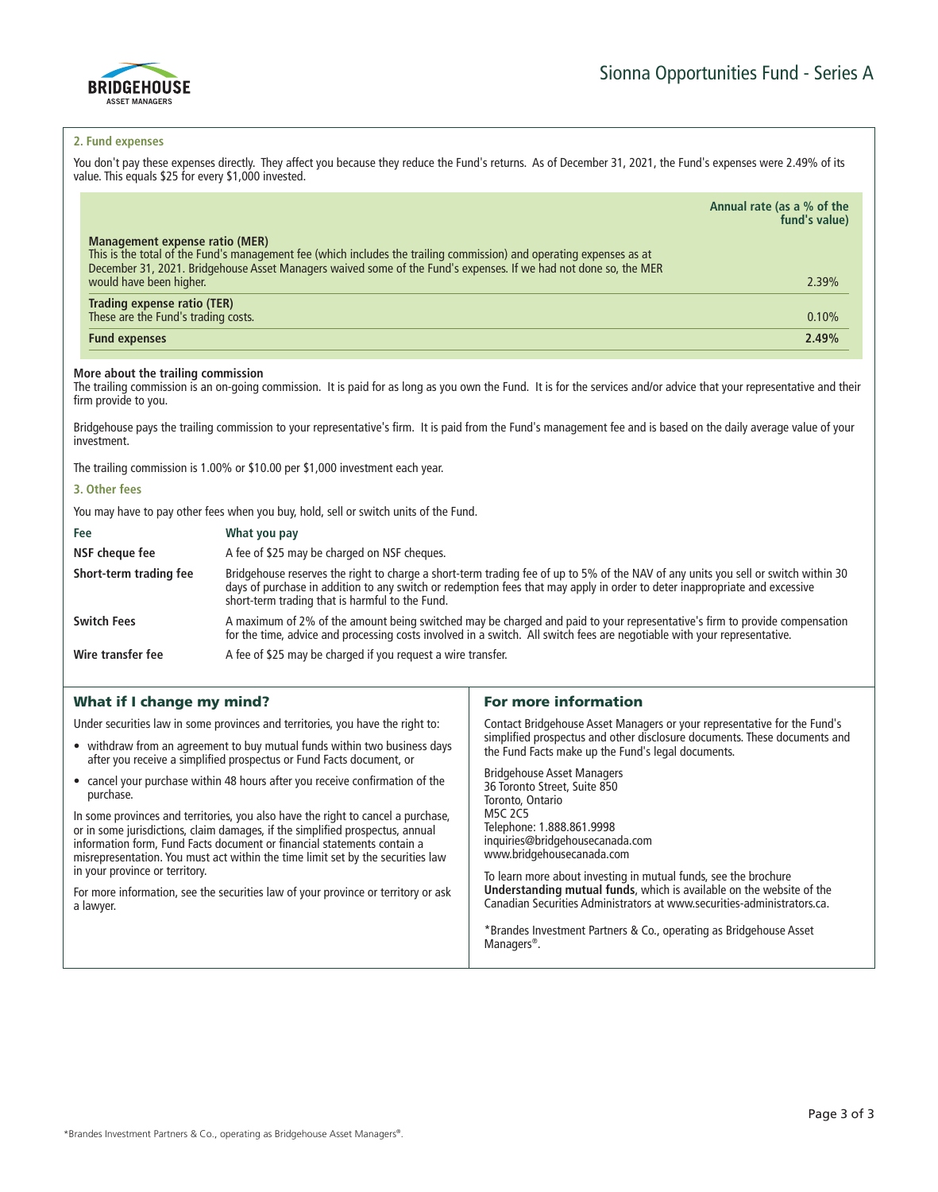Sionna Opportunities Fund - Series A

## 2. Fund expenses

You don't pay these expenses directly. They affect you because they reduce the Fund's returns. As of December 31, 2021, the Fund's expenses were 2.49% of its value. This equals $25 for every $1,000 invested.

| | Annual rate (as a % of the fund's value) |
|---|---|
| **Management expense ratio (MER)**<br>This is the total of the Fund's management fee (which includes the trailing commission) and operating expenses as at December 31, 2021. Bridgehouse Asset Managers waived some of the Fund's expenses. If we had not done so, the MER would have been higher. | 2.39% |
| **Trading expense ratio (TER)**<br>These are the Fund's trading costs. | 0.10% |
| **Fund expenses** | **2.49%** |

**More about the trailing commission**

The trailing commission is an on-going commission. It is paid for as long as you own the Fund. It is for the services and/or advice that your representative and their firm provide to you.

Bridgehouse pays the trailing commission to your representative's firm. It is paid from the Fund's management fee and is based on the daily average value of your investment.

The trailing commission is 1.00% or $10.00 per $1,000 investment each year.

## 3. Other fees

You may have to pay other fees when you buy, hold, sell or switch units of the Fund.

| Fee | What you pay |
|---|---|
| **NSF cheque fee** | A fee of $25 may be charged on NSF cheques. |
| **Short-term trading fee** | Bridgehouse reserves the right to charge a short-term trading fee of up to 5% of the NAV of any units you sell or switch within 30 days of purchase in addition to any switch or redemption fees that may apply in order to deter inappropriate and excessive short-term trading that is harmful to the Fund. |
| **Switch Fees** | A maximum of 2% of the amount being switched may be charged and paid to your representative's firm to provide compensation for the time, advice and processing costs involved in a switch. All switch fees are negotiable with your representative. |
| **Wire transfer fee** | A fee of $25 may be charged if you request a wire transfer. |

## What if I change my mind?

Under securities law in some provinces and territories, you have the right to:

- withdraw from an agreement to buy mutual funds within two business days after you receive a simplified prospectus or Fund Facts document, or
- cancel your purchase within 48 hours after you receive confirmation of the purchase.

In some provinces and territories, you also have the right to cancel a purchase, or in some jurisdictions, claim damages, if the simplified prospectus, annual information form, Fund Facts document or financial statements contain a misrepresentation. You must act within the time limit set by the securities law in your province or territory.

For more information, see the securities law of your province or territory or ask a lawyer.

## For more information

Contact Bridgehouse Asset Managers or your representative for the Fund's simplified prospectus and other disclosure documents. These documents and the Fund Facts make up the Fund's legal documents.

Bridgehouse Asset Managers
36 Toronto Street, Suite 850
Toronto, Ontario
M5C 2C5
Telephone: 1.888.861.9998
inquiries@bridgehousecanada.com
www.bridgehousecanada.com

To learn more about investing in mutual funds, see the brochure **Understanding mutual funds**, which is available on the website of the Canadian Securities Administrators at www.securities-administrators.ca.

*Brandes Investment Partners & Co., operating as Bridgehouse Asset Managers®.